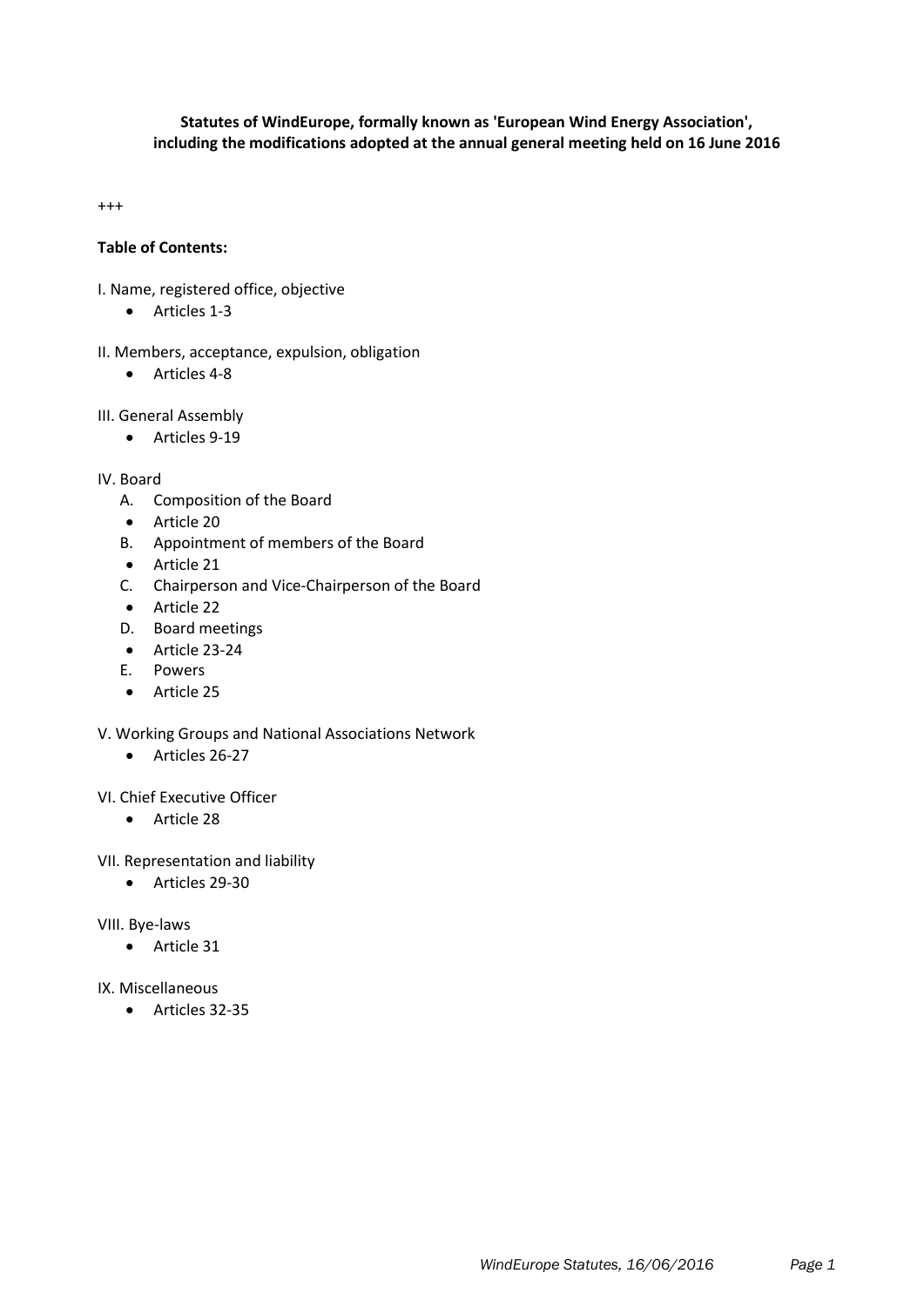**Statutes of WindEurope, formally known as 'European Wind Energy Association', including the modifications adopted at the annual general meeting held on 16 June 2016**

+++

**Table of Contents:**

I. Name, registered office, objective
- Articles 1-3

II. Members, acceptance, expulsion, obligation
- Articles 4-8

III. General Assembly
- Articles 9-19

IV. Board
- A. Composition of the Board
- Article 20
- B. Appointment of members of the Board
- Article 21
- C. Chairperson and Vice-Chairperson of the Board
- Article 22
- D. Board meetings
- Article 23-24
- E. Powers
- Article 25

V. Working Groups and National Associations Network
- Articles 26-27

VI. Chief Executive Officer
- Article 28

VII. Representation and liability
- Articles 29-30

VIII. Bye-laws
- Article 31

IX. Miscellaneous
- Articles 32-35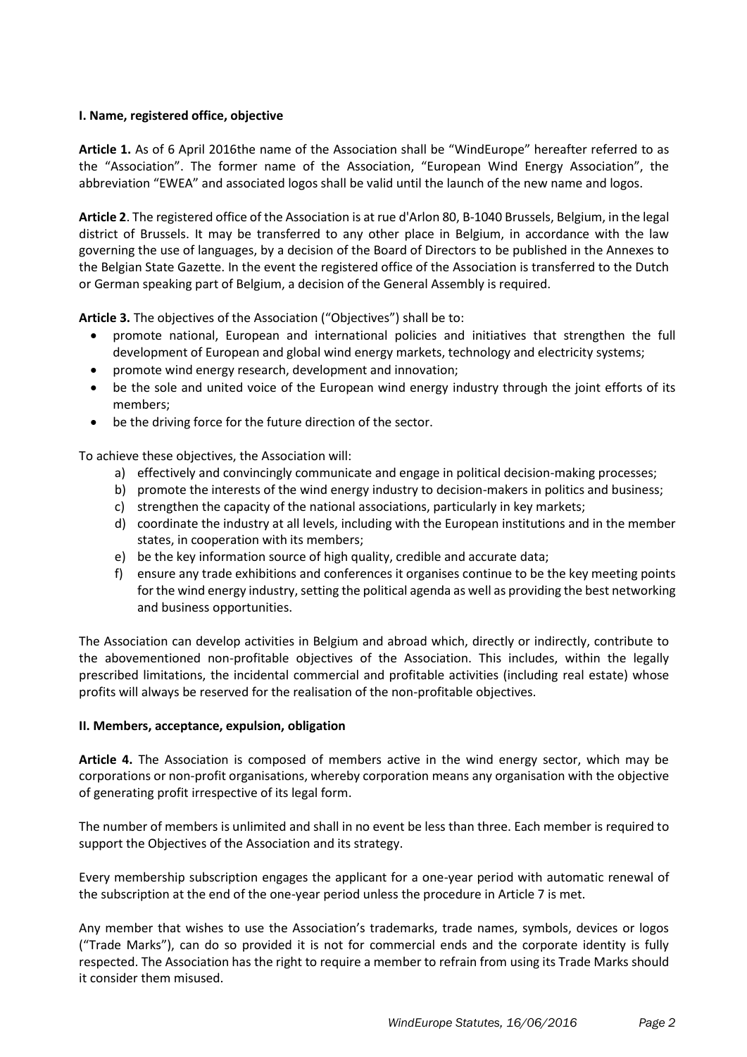**I. Name, registered office, objective**

**Article 1.** As of 6 April 2016the name of the Association shall be "WindEurope" hereafter referred to as the "Association". The former name of the Association, "European Wind Energy Association", the abbreviation "EWEA" and associated logos shall be valid until the launch of the new name and logos.

**Article 2**. The registered office of the Association is at rue d'Arlon 80, B-1040 Brussels, Belgium, in the legal district of Brussels. It may be transferred to any other place in Belgium, in accordance with the law governing the use of languages, by a decision of the Board of Directors to be published in the Annexes to the Belgian State Gazette. In the event the registered office of the Association is transferred to the Dutch or German speaking part of Belgium, a decision of the General Assembly is required.

**Article 3.** The objectives of the Association ("Objectives") shall be to:

- promote national, European and international policies and initiatives that strengthen the full development of European and global wind energy markets, technology and electricity systems;
- promote wind energy research, development and innovation;
- be the sole and united voice of the European wind energy industry through the joint efforts of its members;
- be the driving force for the future direction of the sector.

To achieve these objectives, the Association will:

a) effectively and convincingly communicate and engage in political decision-making processes;
b) promote the interests of the wind energy industry to decision-makers in politics and business;
c) strengthen the capacity of the national associations, particularly in key markets;
d) coordinate the industry at all levels, including with the European institutions and in the member states, in cooperation with its members;
e) be the key information source of high quality, credible and accurate data;
f) ensure any trade exhibitions and conferences it organises continue to be the key meeting points for the wind energy industry, setting the political agenda as well as providing the best networking and business opportunities.

The Association can develop activities in Belgium and abroad which, directly or indirectly, contribute to the abovementioned non-profitable objectives of the Association. This includes, within the legally prescribed limitations, the incidental commercial and profitable activities (including real estate) whose profits will always be reserved for the realisation of the non-profitable objectives.

**II. Members, acceptance, expulsion, obligation**

**Article 4.** The Association is composed of members active in the wind energy sector, which may be corporations or non-profit organisations, whereby corporation means any organisation with the objective of generating profit irrespective of its legal form.

The number of members is unlimited and shall in no event be less than three. Each member is required to support the Objectives of the Association and its strategy.

Every membership subscription engages the applicant for a one-year period with automatic renewal of the subscription at the end of the one-year period unless the procedure in Article 7 is met.

Any member that wishes to use the Association's trademarks, trade names, symbols, devices or logos ("Trade Marks"), can do so provided it is not for commercial ends and the corporate identity is fully respected. The Association has the right to require a member to refrain from using its Trade Marks should it consider them misused.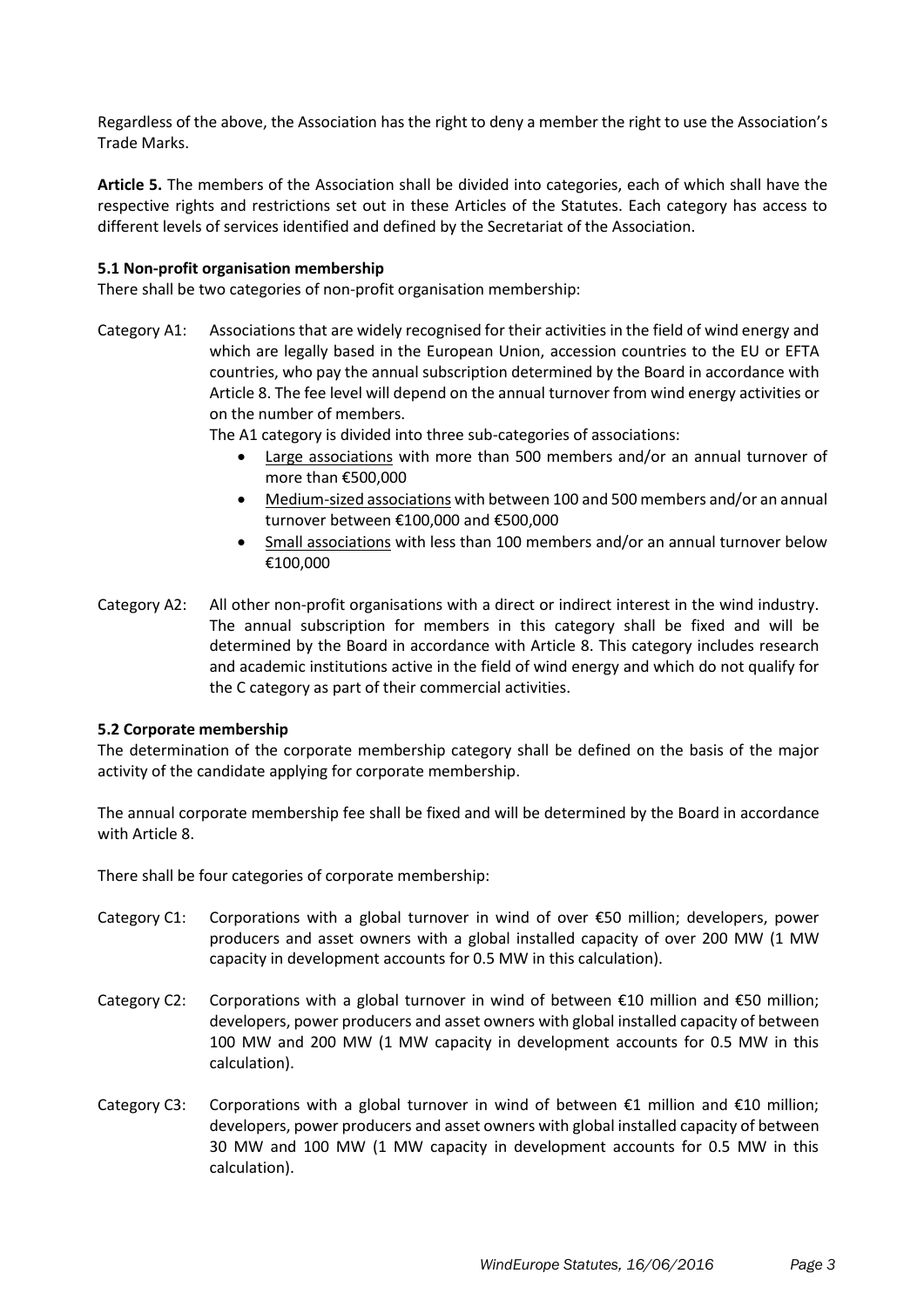Regardless of the above, the Association has the right to deny a member the right to use the Association's Trade Marks.

**Article 5.** The members of the Association shall be divided into categories, each of which shall have the respective rights and restrictions set out in these Articles of the Statutes. Each category has access to different levels of services identified and defined by the Secretariat of the Association.

### 5.1 Non-profit organisation membership

There shall be two categories of non-profit organisation membership:

Category A1: Associations that are widely recognised for their activities in the field of wind energy and which are legally based in the European Union, accession countries to the EU or EFTA countries, who pay the annual subscription determined by the Board in accordance with Article 8. The fee level will depend on the annual turnover from wind energy activities or on the number of members.

The A1 category is divided into three sub-categories of associations:

- Large associations with more than 500 members and/or an annual turnover of more than €500,000
- Medium-sized associations with between 100 and 500 members and/or an annual turnover between €100,000 and €500,000
- Small associations with less than 100 members and/or an annual turnover below €100,000

Category A2: All other non-profit organisations with a direct or indirect interest in the wind industry. The annual subscription for members in this category shall be fixed and will be determined by the Board in accordance with Article 8. This category includes research and academic institutions active in the field of wind energy and which do not qualify for the C category as part of their commercial activities.

### 5.2 Corporate membership

The determination of the corporate membership category shall be defined on the basis of the major activity of the candidate applying for corporate membership.

The annual corporate membership fee shall be fixed and will be determined by the Board in accordance with Article 8.

There shall be four categories of corporate membership:

Category C1: Corporations with a global turnover in wind of over €50 million; developers, power producers and asset owners with a global installed capacity of over 200 MW (1 MW capacity in development accounts for 0.5 MW in this calculation).

Category C2: Corporations with a global turnover in wind of between €10 million and €50 million; developers, power producers and asset owners with global installed capacity of between 100 MW and 200 MW (1 MW capacity in development accounts for 0.5 MW in this calculation).

Category C3: Corporations with a global turnover in wind of between €1 million and €10 million; developers, power producers and asset owners with global installed capacity of between 30 MW and 100 MW (1 MW capacity in development accounts for 0.5 MW in this calculation).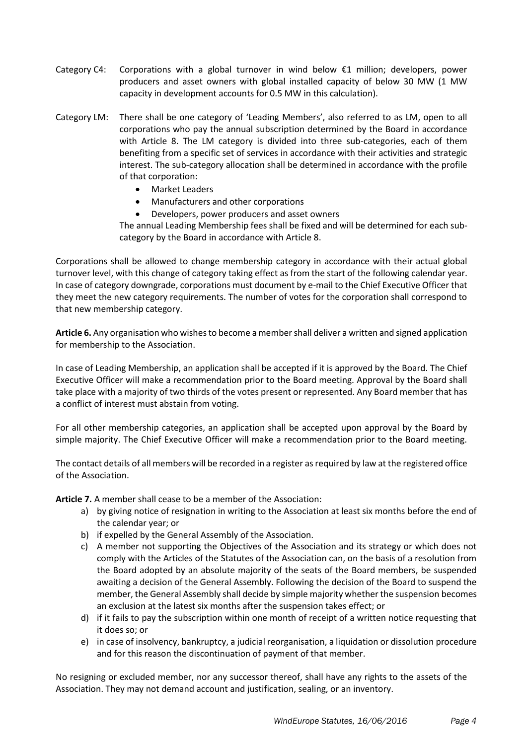Category C4: Corporations with a global turnover in wind below €1 million; developers, power producers and asset owners with global installed capacity of below 30 MW (1 MW capacity in development accounts for 0.5 MW in this calculation).

Category LM: There shall be one category of 'Leading Members', also referred to as LM, open to all corporations who pay the annual subscription determined by the Board in accordance with Article 8. The LM category is divided into three sub-categories, each of them benefiting from a specific set of services in accordance with their activities and strategic interest. The sub-category allocation shall be determined in accordance with the profile of that corporation:

- Market Leaders
- Manufacturers and other corporations
- Developers, power producers and asset owners

The annual Leading Membership fees shall be fixed and will be determined for each sub-category by the Board in accordance with Article 8.

Corporations shall be allowed to change membership category in accordance with their actual global turnover level, with this change of category taking effect as from the start of the following calendar year. In case of category downgrade, corporations must document by e-mail to the Chief Executive Officer that they meet the new category requirements. The number of votes for the corporation shall correspond to that new membership category.

**Article 6.** Any organisation who wishes to become a member shall deliver a written and signed application for membership to the Association.

In case of Leading Membership, an application shall be accepted if it is approved by the Board. The Chief Executive Officer will make a recommendation prior to the Board meeting. Approval by the Board shall take place with a majority of two thirds of the votes present or represented. Any Board member that has a conflict of interest must abstain from voting.

For all other membership categories, an application shall be accepted upon approval by the Board by simple majority. The Chief Executive Officer will make a recommendation prior to the Board meeting.

The contact details of all members will be recorded in a register as required by law at the registered office of the Association.

**Article 7.** A member shall cease to be a member of the Association:

a) by giving notice of resignation in writing to the Association at least six months before the end of the calendar year; or
b) if expelled by the General Assembly of the Association.
c) A member not supporting the Objectives of the Association and its strategy or which does not comply with the Articles of the Statutes of the Association can, on the basis of a resolution from the Board adopted by an absolute majority of the seats of the Board members, be suspended awaiting a decision of the General Assembly. Following the decision of the Board to suspend the member, the General Assembly shall decide by simple majority whether the suspension becomes an exclusion at the latest six months after the suspension takes effect; or
d) if it fails to pay the subscription within one month of receipt of a written notice requesting that it does so; or
e) in case of insolvency, bankruptcy, a judicial reorganisation, a liquidation or dissolution procedure and for this reason the discontinuation of payment of that member.

No resigning or excluded member, nor any successor thereof, shall have any rights to the assets of the Association. They may not demand account and justification, sealing, or an inventory.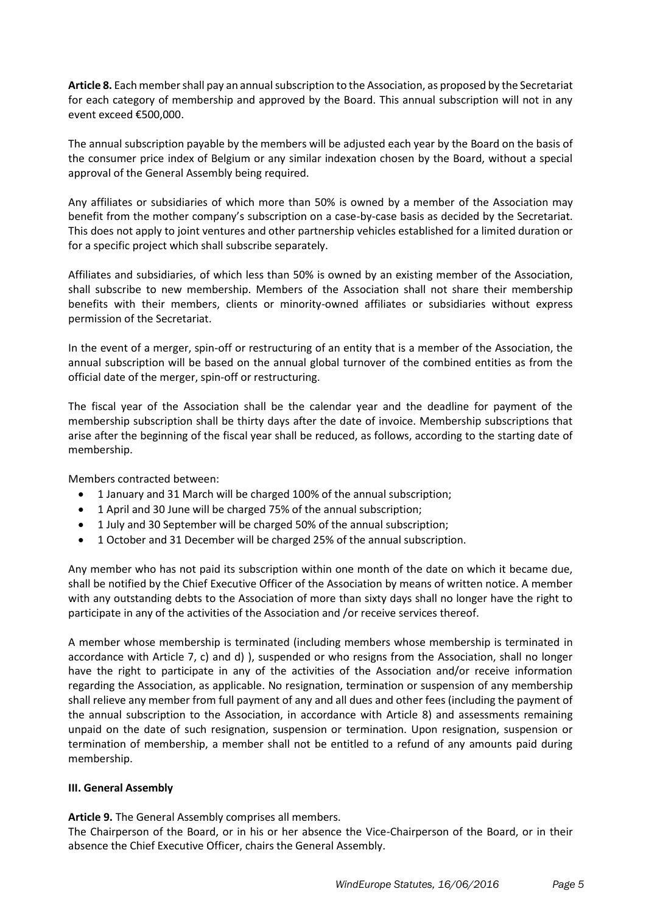**Article 8.** Each member shall pay an annual subscription to the Association, as proposed by the Secretariat for each category of membership and approved by the Board. This annual subscription will not in any event exceed €500,000.

The annual subscription payable by the members will be adjusted each year by the Board on the basis of the consumer price index of Belgium or any similar indexation chosen by the Board, without a special approval of the General Assembly being required.

Any affiliates or subsidiaries of which more than 50% is owned by a member of the Association may benefit from the mother company's subscription on a case-by-case basis as decided by the Secretariat. This does not apply to joint ventures and other partnership vehicles established for a limited duration or for a specific project which shall subscribe separately.

Affiliates and subsidiaries, of which less than 50% is owned by an existing member of the Association, shall subscribe to new membership. Members of the Association shall not share their membership benefits with their members, clients or minority-owned affiliates or subsidiaries without express permission of the Secretariat.

In the event of a merger, spin-off or restructuring of an entity that is a member of the Association, the annual subscription will be based on the annual global turnover of the combined entities as from the official date of the merger, spin-off or restructuring.

The fiscal year of the Association shall be the calendar year and the deadline for payment of the membership subscription shall be thirty days after the date of invoice. Membership subscriptions that arise after the beginning of the fiscal year shall be reduced, as follows, according to the starting date of membership.

Members contracted between:

- 1 January and 31 March will be charged 100% of the annual subscription;
- 1 April and 30 June will be charged 75% of the annual subscription;
- 1 July and 30 September will be charged 50% of the annual subscription;
- 1 October and 31 December will be charged 25% of the annual subscription.

Any member who has not paid its subscription within one month of the date on which it became due, shall be notified by the Chief Executive Officer of the Association by means of written notice. A member with any outstanding debts to the Association of more than sixty days shall no longer have the right to participate in any of the activities of the Association and /or receive services thereof.

A member whose membership is terminated (including members whose membership is terminated in accordance with Article 7, c) and d) ), suspended or who resigns from the Association, shall no longer have the right to participate in any of the activities of the Association and/or receive information regarding the Association, as applicable. No resignation, termination or suspension of any membership shall relieve any member from full payment of any and all dues and other fees (including the payment of the annual subscription to the Association, in accordance with Article 8) and assessments remaining unpaid on the date of such resignation, suspension or termination. Upon resignation, suspension or termination of membership, a member shall not be entitled to a refund of any amounts paid during membership.

## III. General Assembly

**Article 9.** The General Assembly comprises all members.
The Chairperson of the Board, or in his or her absence the Vice-Chairperson of the Board, or in their absence the Chief Executive Officer, chairs the General Assembly.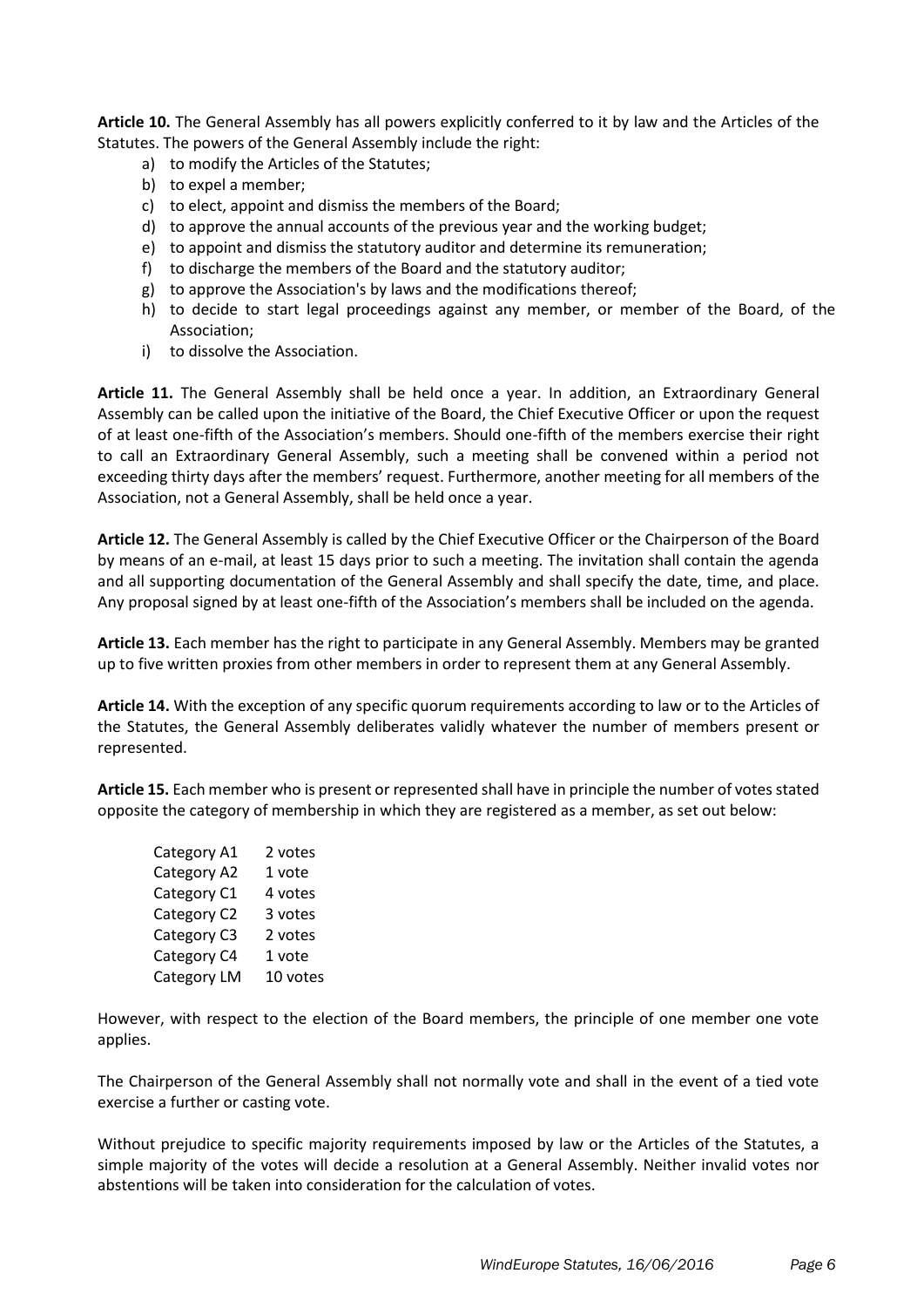**Article 10.** The General Assembly has all powers explicitly conferred to it by law and the Articles of the Statutes. The powers of the General Assembly include the right:

a) to modify the Articles of the Statutes;
b) to expel a member;
c) to elect, appoint and dismiss the members of the Board;
d) to approve the annual accounts of the previous year and the working budget;
e) to appoint and dismiss the statutory auditor and determine its remuneration;
f) to discharge the members of the Board and the statutory auditor;
g) to approve the Association's by laws and the modifications thereof;
h) to decide to start legal proceedings against any member, or member of the Board, of the Association;
i) to dissolve the Association.

**Article 11.** The General Assembly shall be held once a year. In addition, an Extraordinary General Assembly can be called upon the initiative of the Board, the Chief Executive Officer or upon the request of at least one-fifth of the Association's members. Should one-fifth of the members exercise their right to call an Extraordinary General Assembly, such a meeting shall be convened within a period not exceeding thirty days after the members' request. Furthermore, another meeting for all members of the Association, not a General Assembly, shall be held once a year.

**Article 12.** The General Assembly is called by the Chief Executive Officer or the Chairperson of the Board by means of an e-mail, at least 15 days prior to such a meeting. The invitation shall contain the agenda and all supporting documentation of the General Assembly and shall specify the date, time, and place. Any proposal signed by at least one-fifth of the Association's members shall be included on the agenda.

**Article 13.** Each member has the right to participate in any General Assembly. Members may be granted up to five written proxies from other members in order to represent them at any General Assembly.

**Article 14.** With the exception of any specific quorum requirements according to law or to the Articles of the Statutes, the General Assembly deliberates validly whatever the number of members present or represented.

**Article 15.** Each member who is present or represented shall have in principle the number of votes stated opposite the category of membership in which they are registered as a member, as set out below:

| Category | Votes |
|---|---|
| Category A1 | 2 votes |
| Category A2 | 1 vote |
| Category C1 | 4 votes |
| Category C2 | 3 votes |
| Category C3 | 2 votes |
| Category C4 | 1 vote |
| Category LM | 10 votes |

However, with respect to the election of the Board members, the principle of one member one vote applies.

The Chairperson of the General Assembly shall not normally vote and shall in the event of a tied vote exercise a further or casting vote.

Without prejudice to specific majority requirements imposed by law or the Articles of the Statutes, a simple majority of the votes will decide a resolution at a General Assembly. Neither invalid votes nor abstentions will be taken into consideration for the calculation of votes.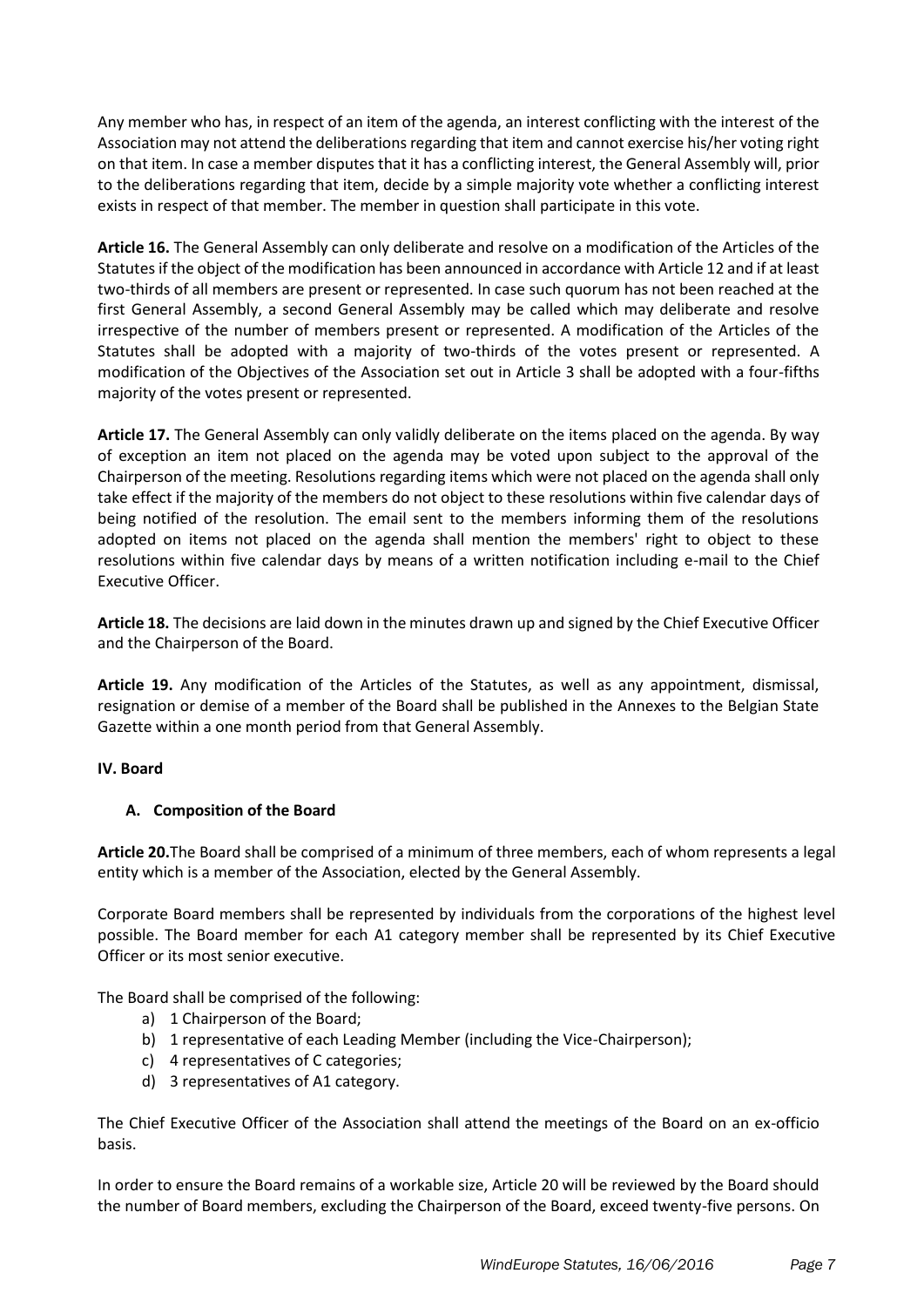Any member who has, in respect of an item of the agenda, an interest conflicting with the interest of the Association may not attend the deliberations regarding that item and cannot exercise his/her voting right on that item. In case a member disputes that it has a conflicting interest, the General Assembly will, prior to the deliberations regarding that item, decide by a simple majority vote whether a conflicting interest exists in respect of that member. The member in question shall participate in this vote.

**Article 16.** The General Assembly can only deliberate and resolve on a modification of the Articles of the Statutes if the object of the modification has been announced in accordance with Article 12 and if at least two-thirds of all members are present or represented. In case such quorum has not been reached at the first General Assembly, a second General Assembly may be called which may deliberate and resolve irrespective of the number of members present or represented. A modification of the Articles of the Statutes shall be adopted with a majority of two-thirds of the votes present or represented. A modification of the Objectives of the Association set out in Article 3 shall be adopted with a four-fifths majority of the votes present or represented.

**Article 17.** The General Assembly can only validly deliberate on the items placed on the agenda. By way of exception an item not placed on the agenda may be voted upon subject to the approval of the Chairperson of the meeting. Resolutions regarding items which were not placed on the agenda shall only take effect if the majority of the members do not object to these resolutions within five calendar days of being notified of the resolution. The email sent to the members informing them of the resolutions adopted on items not placed on the agenda shall mention the members' right to object to these resolutions within five calendar days by means of a written notification including e-mail to the Chief Executive Officer.

**Article 18.** The decisions are laid down in the minutes drawn up and signed by the Chief Executive Officer and the Chairperson of the Board.

**Article 19.** Any modification of the Articles of the Statutes, as well as any appointment, dismissal, resignation or demise of a member of the Board shall be published in the Annexes to the Belgian State Gazette within a one month period from that General Assembly.

## IV. Board

### A. Composition of the Board

**Article 20.** The Board shall be comprised of a minimum of three members, each of whom represents a legal entity which is a member of the Association, elected by the General Assembly.

Corporate Board members shall be represented by individuals from the corporations of the highest level possible. The Board member for each A1 category member shall be represented by its Chief Executive Officer or its most senior executive.

The Board shall be comprised of the following:

a) 1 Chairperson of the Board;
b) 1 representative of each Leading Member (including the Vice-Chairperson);
c) 4 representatives of C categories;
d) 3 representatives of A1 category.

The Chief Executive Officer of the Association shall attend the meetings of the Board on an ex-officio basis.

In order to ensure the Board remains of a workable size, Article 20 will be reviewed by the Board should the number of Board members, excluding the Chairperson of the Board, exceed twenty-five persons. On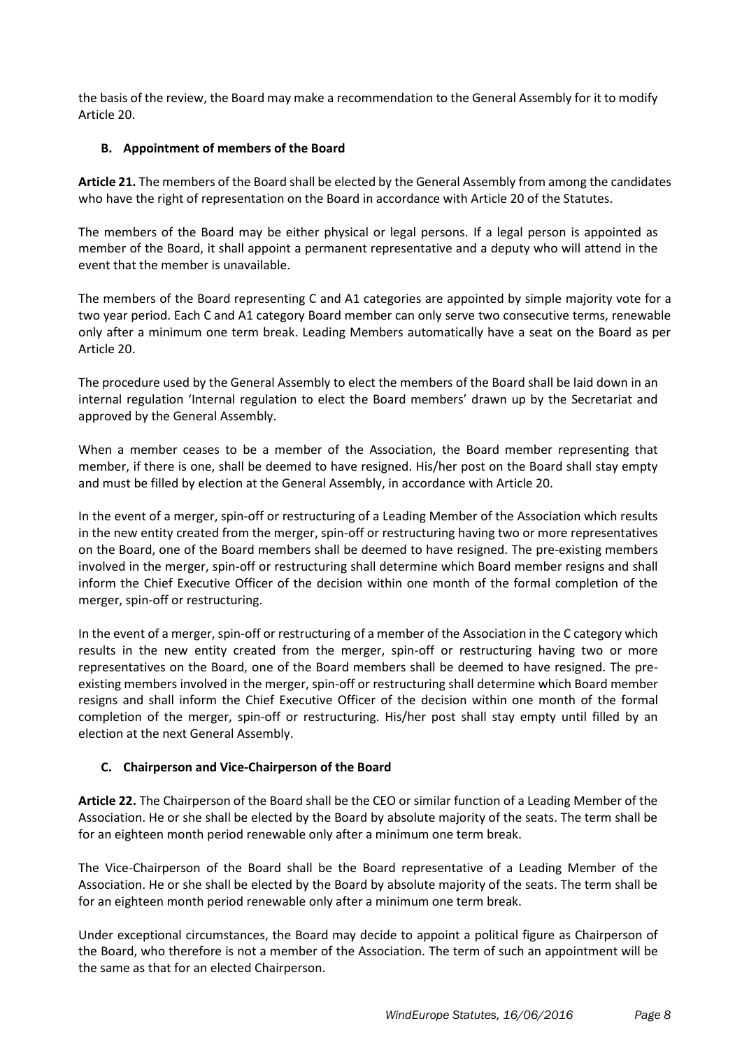the basis of the review, the Board may make a recommendation to the General Assembly for it to modify Article 20.

### B. Appointment of members of the Board

**Article 21.** The members of the Board shall be elected by the General Assembly from among the candidates who have the right of representation on the Board in accordance with Article 20 of the Statutes.

The members of the Board may be either physical or legal persons. If a legal person is appointed as member of the Board, it shall appoint a permanent representative and a deputy who will attend in the event that the member is unavailable.

The members of the Board representing C and A1 categories are appointed by simple majority vote for a two year period. Each C and A1 category Board member can only serve two consecutive terms, renewable only after a minimum one term break. Leading Members automatically have a seat on the Board as per Article 20.

The procedure used by the General Assembly to elect the members of the Board shall be laid down in an internal regulation 'Internal regulation to elect the Board members' drawn up by the Secretariat and approved by the General Assembly.

When a member ceases to be a member of the Association, the Board member representing that member, if there is one, shall be deemed to have resigned. His/her post on the Board shall stay empty and must be filled by election at the General Assembly, in accordance with Article 20.

In the event of a merger, spin-off or restructuring of a Leading Member of the Association which results in the new entity created from the merger, spin-off or restructuring having two or more representatives on the Board, one of the Board members shall be deemed to have resigned. The pre-existing members involved in the merger, spin-off or restructuring shall determine which Board member resigns and shall inform the Chief Executive Officer of the decision within one month of the formal completion of the merger, spin-off or restructuring.

In the event of a merger, spin-off or restructuring of a member of the Association in the C category which results in the new entity created from the merger, spin-off or restructuring having two or more representatives on the Board, one of the Board members shall be deemed to have resigned. The pre-existing members involved in the merger, spin-off or restructuring shall determine which Board member resigns and shall inform the Chief Executive Officer of the decision within one month of the formal completion of the merger, spin-off or restructuring. His/her post shall stay empty until filled by an election at the next General Assembly.

### C. Chairperson and Vice-Chairperson of the Board

**Article 22.** The Chairperson of the Board shall be the CEO or similar function of a Leading Member of the Association. He or she shall be elected by the Board by absolute majority of the seats. The term shall be for an eighteen month period renewable only after a minimum one term break.

The Vice-Chairperson of the Board shall be the Board representative of a Leading Member of the Association. He or she shall be elected by the Board by absolute majority of the seats. The term shall be for an eighteen month period renewable only after a minimum one term break.

Under exceptional circumstances, the Board may decide to appoint a political figure as Chairperson of the Board, who therefore is not a member of the Association. The term of such an appointment will be the same as that for an elected Chairperson.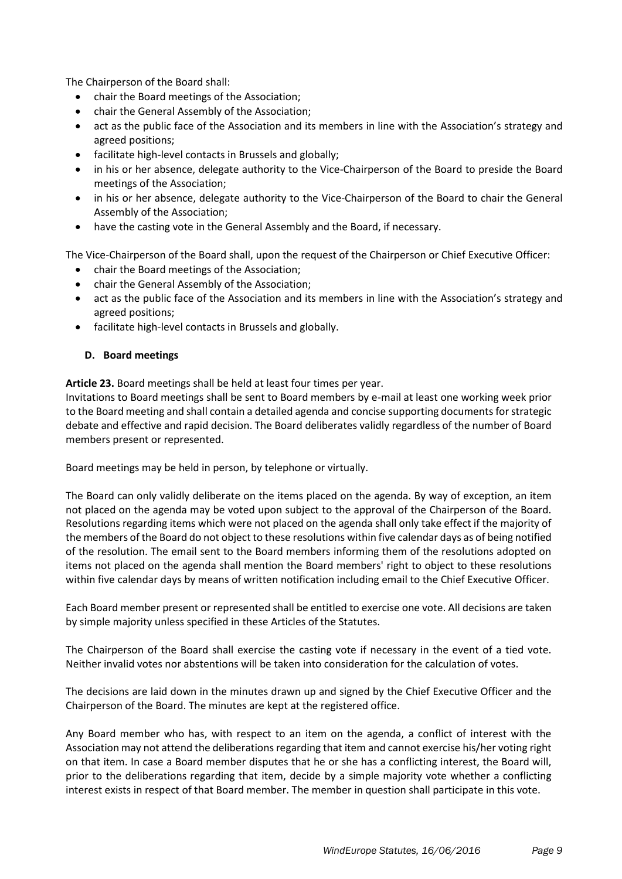The Chairperson of the Board shall:

- chair the Board meetings of the Association;
- chair the General Assembly of the Association;
- act as the public face of the Association and its members in line with the Association's strategy and agreed positions;
- facilitate high-level contacts in Brussels and globally;
- in his or her absence, delegate authority to the Vice-Chairperson of the Board to preside the Board meetings of the Association;
- in his or her absence, delegate authority to the Vice-Chairperson of the Board to chair the General Assembly of the Association;
- have the casting vote in the General Assembly and the Board, if necessary.

The Vice-Chairperson of the Board shall, upon the request of the Chairperson or Chief Executive Officer:

- chair the Board meetings of the Association;
- chair the General Assembly of the Association;
- act as the public face of the Association and its members in line with the Association's strategy and agreed positions;
- facilitate high-level contacts in Brussels and globally.

### D. Board meetings

**Article 23.** Board meetings shall be held at least four times per year.
Invitations to Board meetings shall be sent to Board members by e-mail at least one working week prior to the Board meeting and shall contain a detailed agenda and concise supporting documents for strategic debate and effective and rapid decision. The Board deliberates validly regardless of the number of Board members present or represented.

Board meetings may be held in person, by telephone or virtually.

The Board can only validly deliberate on the items placed on the agenda. By way of exception, an item not placed on the agenda may be voted upon subject to the approval of the Chairperson of the Board. Resolutions regarding items which were not placed on the agenda shall only take effect if the majority of the members of the Board do not object to these resolutions within five calendar days as of being notified of the resolution. The email sent to the Board members informing them of the resolutions adopted on items not placed on the agenda shall mention the Board members' right to object to these resolutions within five calendar days by means of written notification including email to the Chief Executive Officer.

Each Board member present or represented shall be entitled to exercise one vote. All decisions are taken by simple majority unless specified in these Articles of the Statutes.

The Chairperson of the Board shall exercise the casting vote if necessary in the event of a tied vote. Neither invalid votes nor abstentions will be taken into consideration for the calculation of votes.

The decisions are laid down in the minutes drawn up and signed by the Chief Executive Officer and the Chairperson of the Board. The minutes are kept at the registered office.

Any Board member who has, with respect to an item on the agenda, a conflict of interest with the Association may not attend the deliberations regarding that item and cannot exercise his/her voting right on that item. In case a Board member disputes that he or she has a conflicting interest, the Board will, prior to the deliberations regarding that item, decide by a simple majority vote whether a conflicting interest exists in respect of that Board member. The member in question shall participate in this vote.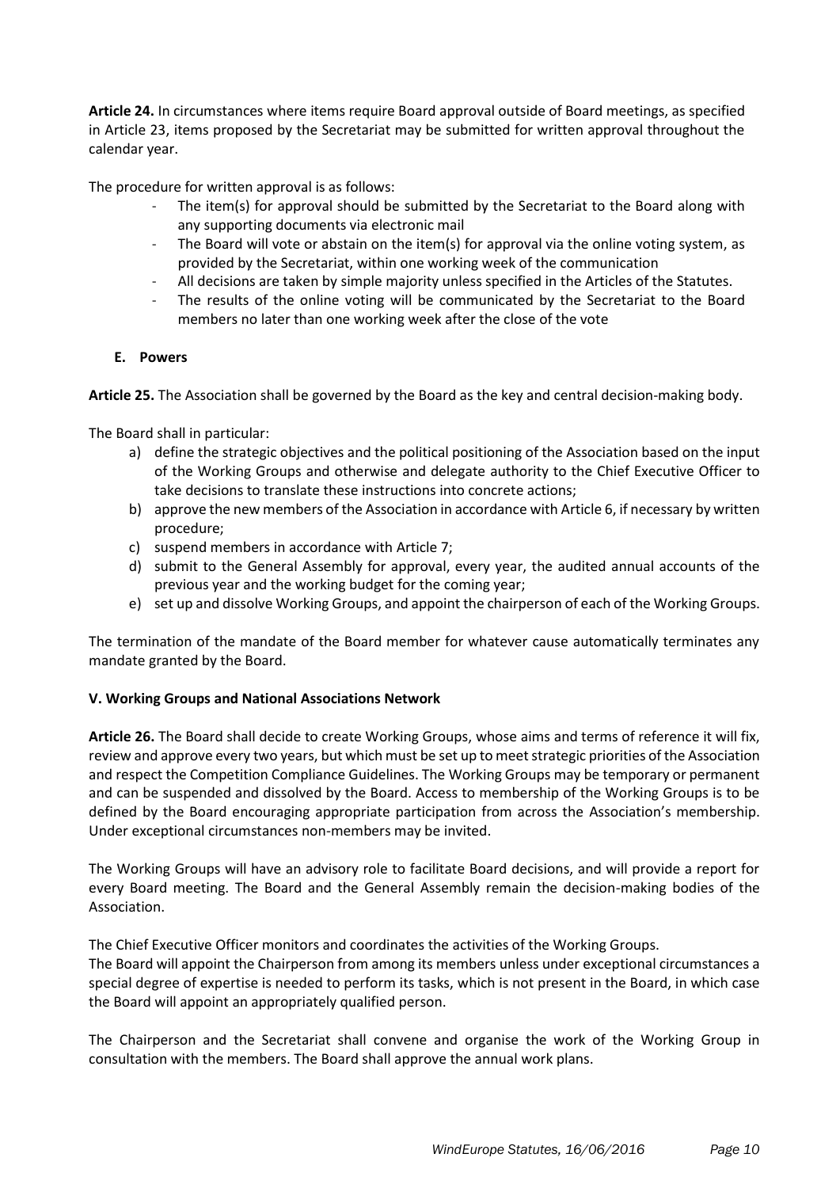**Article 24.** In circumstances where items require Board approval outside of Board meetings, as specified in Article 23, items proposed by the Secretariat may be submitted for written approval throughout the calendar year.

The procedure for written approval is as follows:

- The item(s) for approval should be submitted by the Secretariat to the Board along with any supporting documents via electronic mail
- The Board will vote or abstain on the item(s) for approval via the online voting system, as provided by the Secretariat, within one working week of the communication
- All decisions are taken by simple majority unless specified in the Articles of the Statutes.
- The results of the online voting will be communicated by the Secretariat to the Board members no later than one working week after the close of the vote

### E. Powers

**Article 25.** The Association shall be governed by the Board as the key and central decision-making body.

The Board shall in particular:

a) define the strategic objectives and the political positioning of the Association based on the input of the Working Groups and otherwise and delegate authority to the Chief Executive Officer to take decisions to translate these instructions into concrete actions;
b) approve the new members of the Association in accordance with Article 6, if necessary by written procedure;
c) suspend members in accordance with Article 7;
d) submit to the General Assembly for approval, every year, the audited annual accounts of the previous year and the working budget for the coming year;
e) set up and dissolve Working Groups, and appoint the chairperson of each of the Working Groups.

The termination of the mandate of the Board member for whatever cause automatically terminates any mandate granted by the Board.

## V. Working Groups and National Associations Network

**Article 26.** The Board shall decide to create Working Groups, whose aims and terms of reference it will fix, review and approve every two years, but which must be set up to meet strategic priorities of the Association and respect the Competition Compliance Guidelines. The Working Groups may be temporary or permanent and can be suspended and dissolved by the Board. Access to membership of the Working Groups is to be defined by the Board encouraging appropriate participation from across the Association's membership. Under exceptional circumstances non-members may be invited.

The Working Groups will have an advisory role to facilitate Board decisions, and will provide a report for every Board meeting. The Board and the General Assembly remain the decision-making bodies of the Association.

The Chief Executive Officer monitors and coordinates the activities of the Working Groups.
The Board will appoint the Chairperson from among its members unless under exceptional circumstances a special degree of expertise is needed to perform its tasks, which is not present in the Board, in which case the Board will appoint an appropriately qualified person.

The Chairperson and the Secretariat shall convene and organise the work of the Working Group in consultation with the members. The Board shall approve the annual work plans.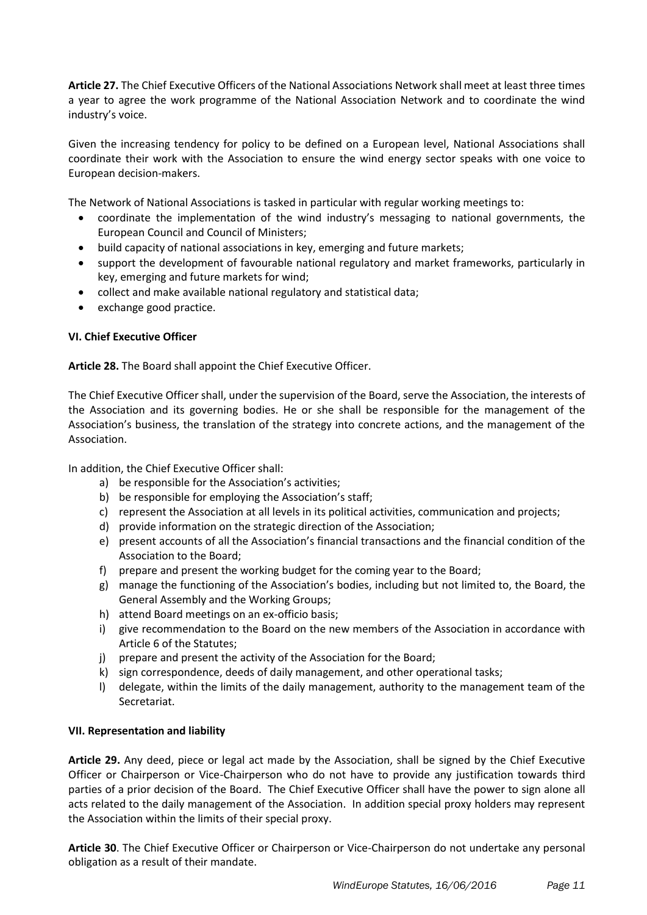**Article 27.** The Chief Executive Officers of the National Associations Network shall meet at least three times a year to agree the work programme of the National Association Network and to coordinate the wind industry's voice.

Given the increasing tendency for policy to be defined on a European level, National Associations shall coordinate their work with the Association to ensure the wind energy sector speaks with one voice to European decision-makers.

The Network of National Associations is tasked in particular with regular working meetings to:

- coordinate the implementation of the wind industry's messaging to national governments, the European Council and Council of Ministers;
- build capacity of national associations in key, emerging and future markets;
- support the development of favourable national regulatory and market frameworks, particularly in key, emerging and future markets for wind;
- collect and make available national regulatory and statistical data;
- exchange good practice.

## VI. Chief Executive Officer

**Article 28.** The Board shall appoint the Chief Executive Officer.

The Chief Executive Officer shall, under the supervision of the Board, serve the Association, the interests of the Association and its governing bodies. He or she shall be responsible for the management of the Association's business, the translation of the strategy into concrete actions, and the management of the Association.

In addition, the Chief Executive Officer shall:

a) be responsible for the Association's activities;
b) be responsible for employing the Association's staff;
c) represent the Association at all levels in its political activities, communication and projects;
d) provide information on the strategic direction of the Association;
e) present accounts of all the Association's financial transactions and the financial condition of the Association to the Board;
f) prepare and present the working budget for the coming year to the Board;
g) manage the functioning of the Association's bodies, including but not limited to, the Board, the General Assembly and the Working Groups;
h) attend Board meetings on an ex-officio basis;
i) give recommendation to the Board on the new members of the Association in accordance with Article 6 of the Statutes;
j) prepare and present the activity of the Association for the Board;
k) sign correspondence, deeds of daily management, and other operational tasks;
l) delegate, within the limits of the daily management, authority to the management team of the Secretariat.

## VII. Representation and liability

**Article 29.** Any deed, piece or legal act made by the Association, shall be signed by the Chief Executive Officer or Chairperson or Vice-Chairperson who do not have to provide any justification towards third parties of a prior decision of the Board. The Chief Executive Officer shall have the power to sign alone all acts related to the daily management of the Association. In addition special proxy holders may represent the Association within the limits of their special proxy.

**Article 30**. The Chief Executive Officer or Chairperson or Vice-Chairperson do not undertake any personal obligation as a result of their mandate.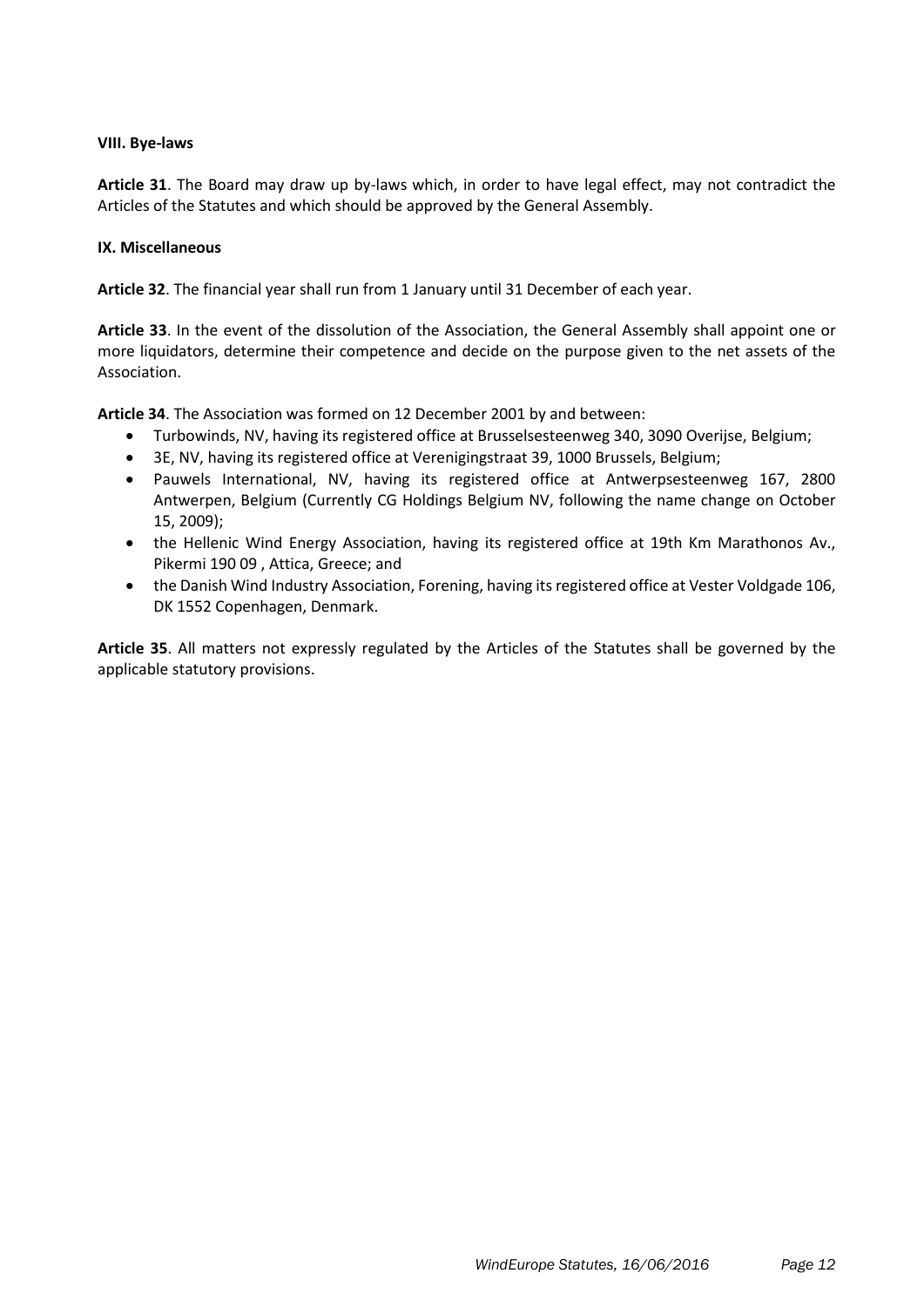### VIII. Bye-laws

**Article 31**. The Board may draw up by-laws which, in order to have legal effect, may not contradict the Articles of the Statutes and which should be approved by the General Assembly.

### IX. Miscellaneous

**Article 32**. The financial year shall run from 1 January until 31 December of each year.

**Article 33**. In the event of the dissolution of the Association, the General Assembly shall appoint one or more liquidators, determine their competence and decide on the purpose given to the net assets of the Association.

**Article 34**. The Association was formed on 12 December 2001 by and between:

- Turbowinds, NV, having its registered office at Brusselsesteenweg 340, 3090 Overijse, Belgium;
- 3E, NV, having its registered office at Verenigingstraat 39, 1000 Brussels, Belgium;
- Pauwels International, NV, having its registered office at Antwerpsesteenweg 167, 2800 Antwerpen, Belgium (Currently CG Holdings Belgium NV, following the name change on October 15, 2009);
- the Hellenic Wind Energy Association, having its registered office at 19th Km Marathonos Av., Pikermi 190 09 , Attica, Greece; and
- the Danish Wind Industry Association, Forening, having its registered office at Vester Voldgade 106, DK 1552 Copenhagen, Denmark.

**Article 35**. All matters not expressly regulated by the Articles of the Statutes shall be governed by the applicable statutory provisions.